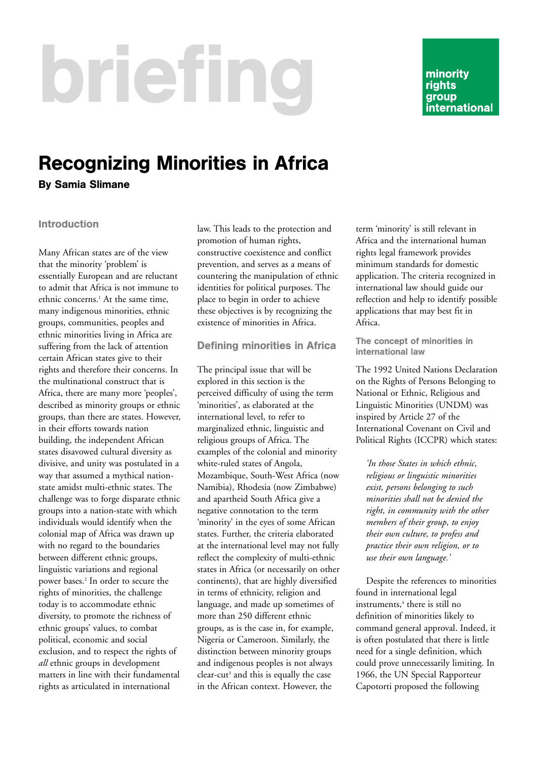briefing

minority rights group international

# Recognizing Minorities in Africa

**By Samia Slimane**

## Introduction

Many African states are of the view that the minority 'problem' is essentially European and are reluctant to admit that Africa is not immune to ethnic concerns.[1] At the same time, many indigenous minorities, ethnic groups, communities, peoples and ethnic minorities living in Africa are suffering from the lack of attention certain African states give to their rights and therefore their concerns. In the multinational construct that is Africa, there are many more 'peoples', described as minority groups or ethnic groups, than there are states. However, in their efforts towards nation building, the independent African states disavowed cultural diversity as divisive, and unity was postulated in a way that assumed a mythical nation-state amidst multi-ethnic states. The challenge was to forge disparate ethnic groups into a nation-state with which individuals would identify when the colonial map of Africa was drawn up with no regard to the boundaries between different ethnic groups, linguistic variations and regional power bases.[2] In order to secure the rights of minorities, the challenge today is to accommodate ethnic diversity, to promote the richness of ethnic groups' values, to combat political, economic and social exclusion, and to respect the rights of *all* ethnic groups in development matters in line with their fundamental rights as articulated in international law. This leads to the protection and promotion of human rights, constructive coexistence and conflict prevention, and serves as a means of countering the manipulation of ethnic identities for political purposes. The place to begin in order to achieve these objectives is by recognizing the existence of minorities in Africa.

## Defining minorities in Africa

The principal issue that will be explored in this section is the perceived difficulty of using the term 'minorities', as elaborated at the international level, to refer to marginalized ethnic, linguistic and religious groups of Africa. The examples of the colonial and minority white-ruled states of Angola, Mozambique, South-West Africa (now Namibia), Rhodesia (now Zimbabwe) and apartheid South Africa give a negative connotation to the term 'minority' in the eyes of some African states. Further, the criteria elaborated at the international level may not fully reflect the complexity of multi-ethnic states in Africa (or necessarily on other continents), that are highly diversified in terms of ethnicity, religion and language, and made up sometimes of more than 250 different ethnic groups, as is the case in, for example, Nigeria or Cameroon. Similarly, the distinction between minority groups and indigenous peoples is not always clear-cut[3] and this is equally the case in the African context. However, the term 'minority' is still relevant in Africa and the international human rights legal framework provides minimum standards for domestic application. The criteria recognized in international law should guide our reflection and help to identify possible applications that may best fit in Africa.

### The concept of minorities in international law

The 1992 United Nations Declaration on the Rights of Persons Belonging to National or Ethnic, Religious and Linguistic Minorities (UNDM) was inspired by Article 27 of the International Covenant on Civil and Political Rights (ICCPR) which states:

> *'In those States in which ethnic, religious or linguistic minorities exist, persons belonging to such minorities shall not be denied the right, in community with the other members of their group, to enjoy their own culture, to profess and practice their own religion, or to use their own language.'*

Despite the references to minorities found in international legal instruments,[4] there is still no definition of minorities likely to command general approval. Indeed, it is often postulated that there is little need for a single definition, which could prove unnecessarily limiting. In 1966, the UN Special Rapporteur Capotorti proposed the following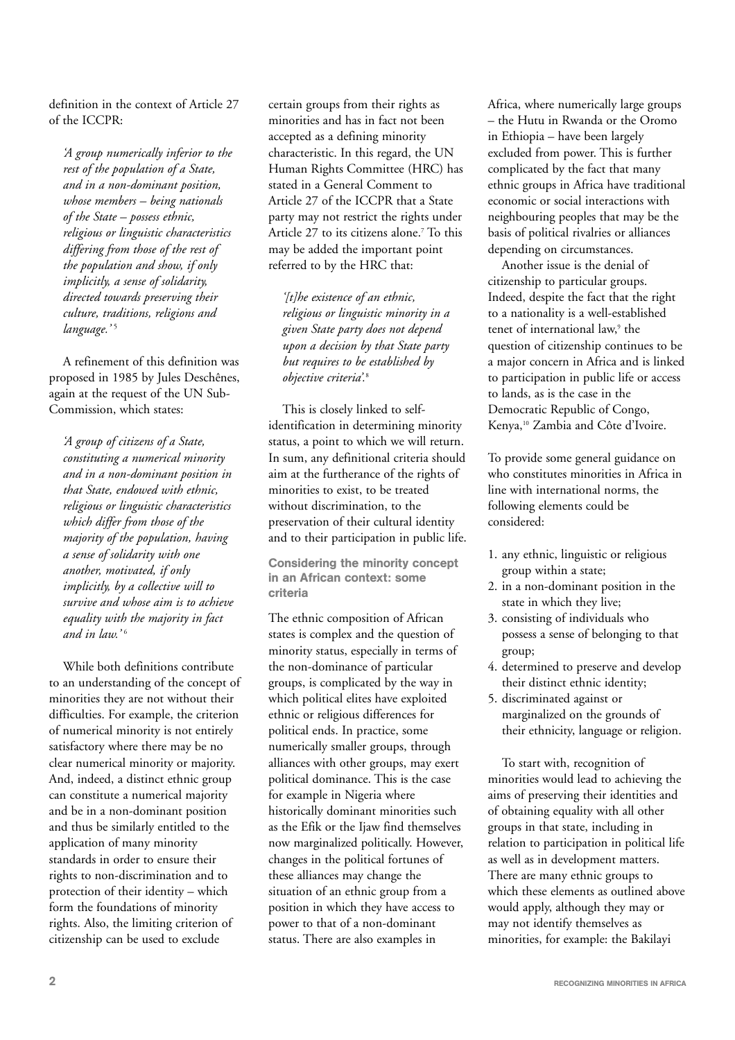definition in the context of Article 27 of the ICCPR:

> *'A group numerically inferior to the rest of the population of a State, and in a non-dominant position, whose members – being nationals of the State – possess ethnic, religious or linguistic characteristics differing from those of the rest of the population and show, if only implicitly, a sense of solidarity, directed towards preserving their culture, traditions, religions and language.'* [5]

A refinement of this definition was proposed in 1985 by Jules Deschênes, again at the request of the UN Sub-Commission, which states:

> *'A group of citizens of a State, constituting a numerical minority and in a non-dominant position in that State, endowed with ethnic, religious or linguistic characteristics which differ from those of the majority of the population, having a sense of solidarity with one another, motivated, if only implicitly, by a collective will to survive and whose aim is to achieve equality with the majority in fact and in law.'* [6]

While both definitions contribute to an understanding of the concept of minorities they are not without their difficulties. For example, the criterion of numerical minority is not entirely satisfactory where there may be no clear numerical minority or majority. And, indeed, a distinct ethnic group can constitute a numerical majority and be in a non-dominant position and thus be similarly entitled to the application of many minority standards in order to ensure their rights to non-discrimination and to protection of their identity – which form the foundations of minority rights. Also, the limiting criterion of citizenship can be used to exclude certain groups from their rights as minorities and has in fact not been accepted as a defining minority characteristic. In this regard, the UN Human Rights Committee (HRC) has stated in a General Comment to Article 27 of the ICCPR that a State party may not restrict the rights under Article 27 to its citizens alone.[7] To this may be added the important point referred to by the HRC that:

> *'[t]he existence of an ethnic, religious or linguistic minority in a given State party does not depend upon a decision by that State party but requires to be established by objective criteria'.* [8]

This is closely linked to self-identification in determining minority status, a point to which we will return. In sum, any definitional criteria should aim at the furtherance of the rights of minorities to exist, to be treated without discrimination, to the preservation of their cultural identity and to their participation in public life.

### Considering the minority concept in an African context: some criteria

The ethnic composition of African states is complex and the question of minority status, especially in terms of the non-dominance of particular groups, is complicated by the way in which political elites have exploited ethnic or religious differences for political ends. In practice, some numerically smaller groups, through alliances with other groups, may exert political dominance. This is the case for example in Nigeria where historically dominant minorities such as the Efik or the Ijaw find themselves now marginalized politically. However, changes in the political fortunes of these alliances may change the situation of an ethnic group from a position in which they have access to power to that of a non-dominant status. There are also examples in Africa, where numerically large groups – the Hutu in Rwanda or the Oromo in Ethiopia – have been largely excluded from power. This is further complicated by the fact that many ethnic groups in Africa have traditional economic or social interactions with neighbouring peoples that may be the basis of political rivalries or alliances depending on circumstances.

Another issue is the denial of citizenship to particular groups. Indeed, despite the fact that the right to a nationality is a well-established tenet of international law,[9] the question of citizenship continues to be a major concern in Africa and is linked to participation in public life or access to lands, as is the case in the Democratic Republic of Congo, Kenya,[10] Zambia and Côte d'Ivoire.

To provide some general guidance on who constitutes minorities in Africa in line with international norms, the following elements could be considered:

1. any ethnic, linguistic or religious group within a state;
2. in a non-dominant position in the state in which they live;
3. consisting of individuals who possess a sense of belonging to that group;
4. determined to preserve and develop their distinct ethnic identity;
5. discriminated against or marginalized on the grounds of their ethnicity, language or religion.

To start with, recognition of minorities would lead to achieving the aims of preserving their identities and of obtaining equality with all other groups in that state, including in relation to participation in political life as well as in development matters. There are many ethnic groups to which these elements as outlined above would apply, although they may or may not identify themselves as minorities, for example: the Bakilayi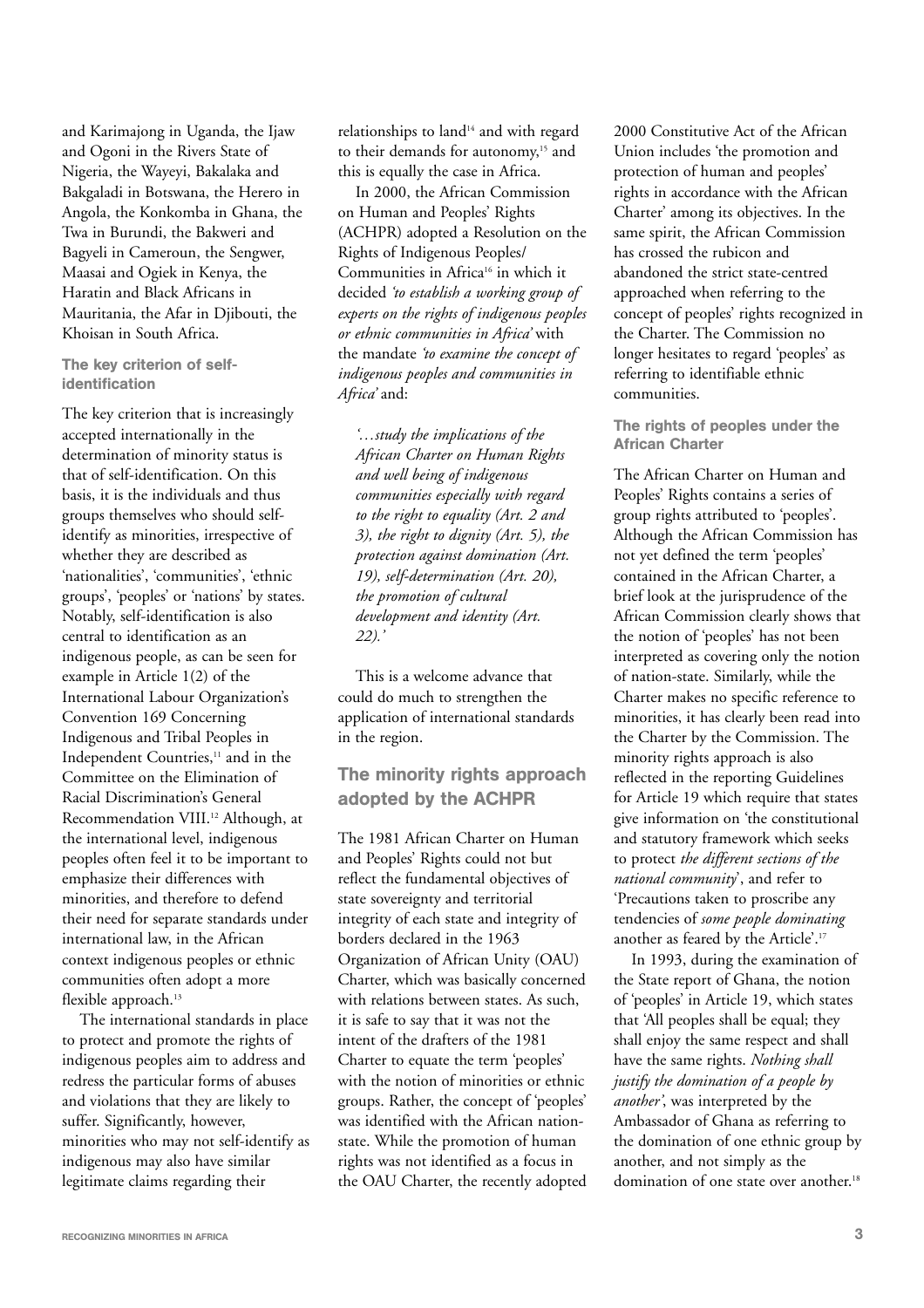and Karimajong in Uganda, the Ijaw and Ogoni in the Rivers State of Nigeria, the Wayeyi, Bakalaka and Bakgaladi in Botswana, the Herero in Angola, the Konkomba in Ghana, the Twa in Burundi, the Bakweri and Bagyeli in Cameroun, the Sengwer, Maasai and Ogiek in Kenya, the Haratin and Black Africans in Mauritania, the Afar in Djibouti, the Khoisan in South Africa.

### The key criterion of self-identification

The key criterion that is increasingly accepted internationally in the determination of minority status is that of self-identification. On this basis, it is the individuals and thus groups themselves who should self-identify as minorities, irrespective of whether they are described as 'nationalities', 'communities', 'ethnic groups', 'peoples' or 'nations' by states. Notably, self-identification is also central to identification as an indigenous people, as can be seen for example in Article 1(2) of the International Labour Organization's Convention 169 Concerning Indigenous and Tribal Peoples in Independent Countries,[11] and in the Committee on the Elimination of Racial Discrimination's General Recommendation VIII.[12] Although, at the international level, indigenous peoples often feel it to be important to emphasize their differences with minorities, and therefore to defend their need for separate standards under international law, in the African context indigenous peoples or ethnic communities often adopt a more flexible approach.[13]

The international standards in place to protect and promote the rights of indigenous peoples aim to address and redress the particular forms of abuses and violations that they are likely to suffer. Significantly, however, minorities who may not self-identify as indigenous may also have similar legitimate claims regarding their relationships to land[14] and with regard to their demands for autonomy,[15] and this is equally the case in Africa.

In 2000, the African Commission on Human and Peoples' Rights (ACHPR) adopted a Resolution on the Rights of Indigenous Peoples/ Communities in Africa[16] in which it decided *'to establish a working group of experts on the rights of indigenous peoples or ethnic communities in Africa'* with the mandate *'to examine the concept of indigenous peoples and communities in Africa'* and:

> *'…study the implications of the African Charter on Human Rights and well being of indigenous communities especially with regard to the right to equality (Art. 2 and 3), the right to dignity (Art. 5), the protection against domination (Art. 19), self-determination (Art. 20), the promotion of cultural development and identity (Art. 22).'*

This is a welcome advance that could do much to strengthen the application of international standards in the region.

## The minority rights approach adopted by the ACHPR

The 1981 African Charter on Human and Peoples' Rights could not but reflect the fundamental objectives of state sovereignty and territorial integrity of each state and integrity of borders declared in the 1963 Organization of African Unity (OAU) Charter, which was basically concerned with relations between states. As such, it is safe to say that it was not the intent of the drafters of the 1981 Charter to equate the term 'peoples' with the notion of minorities or ethnic groups. Rather, the concept of 'peoples' was identified with the African nation-state. While the promotion of human rights was not identified as a focus in the OAU Charter, the recently adopted 2000 Constitutive Act of the African Union includes 'the promotion and protection of human and peoples' rights in accordance with the African Charter' among its objectives. In the same spirit, the African Commission has crossed the rubicon and abandoned the strict state-centred approached when referring to the concept of peoples' rights recognized in the Charter. The Commission no longer hesitates to regard 'peoples' as referring to identifiable ethnic communities.

### The rights of peoples under the African Charter

The African Charter on Human and Peoples' Rights contains a series of group rights attributed to 'peoples'. Although the African Commission has not yet defined the term 'peoples' contained in the African Charter, a brief look at the jurisprudence of the African Commission clearly shows that the notion of 'peoples' has not been interpreted as covering only the notion of nation-state. Similarly, while the Charter makes no specific reference to minorities, it has clearly been read into the Charter by the Commission. The minority rights approach is also reflected in the reporting Guidelines for Article 19 which require that states give information on 'the constitutional and statutory framework which seeks to protect *the different sections of the national community*', and refer to 'Precautions taken to proscribe any tendencies of *some people dominating* another as feared by the Article'.[17]

In 1993, during the examination of the State report of Ghana, the notion of 'peoples' in Article 19, which states that 'All peoples shall be equal; they shall enjoy the same respect and shall have the same rights. *Nothing shall justify the domination of a people by another'*, was interpreted by the Ambassador of Ghana as referring to the domination of one ethnic group by another, and not simply as the domination of one state over another.[18]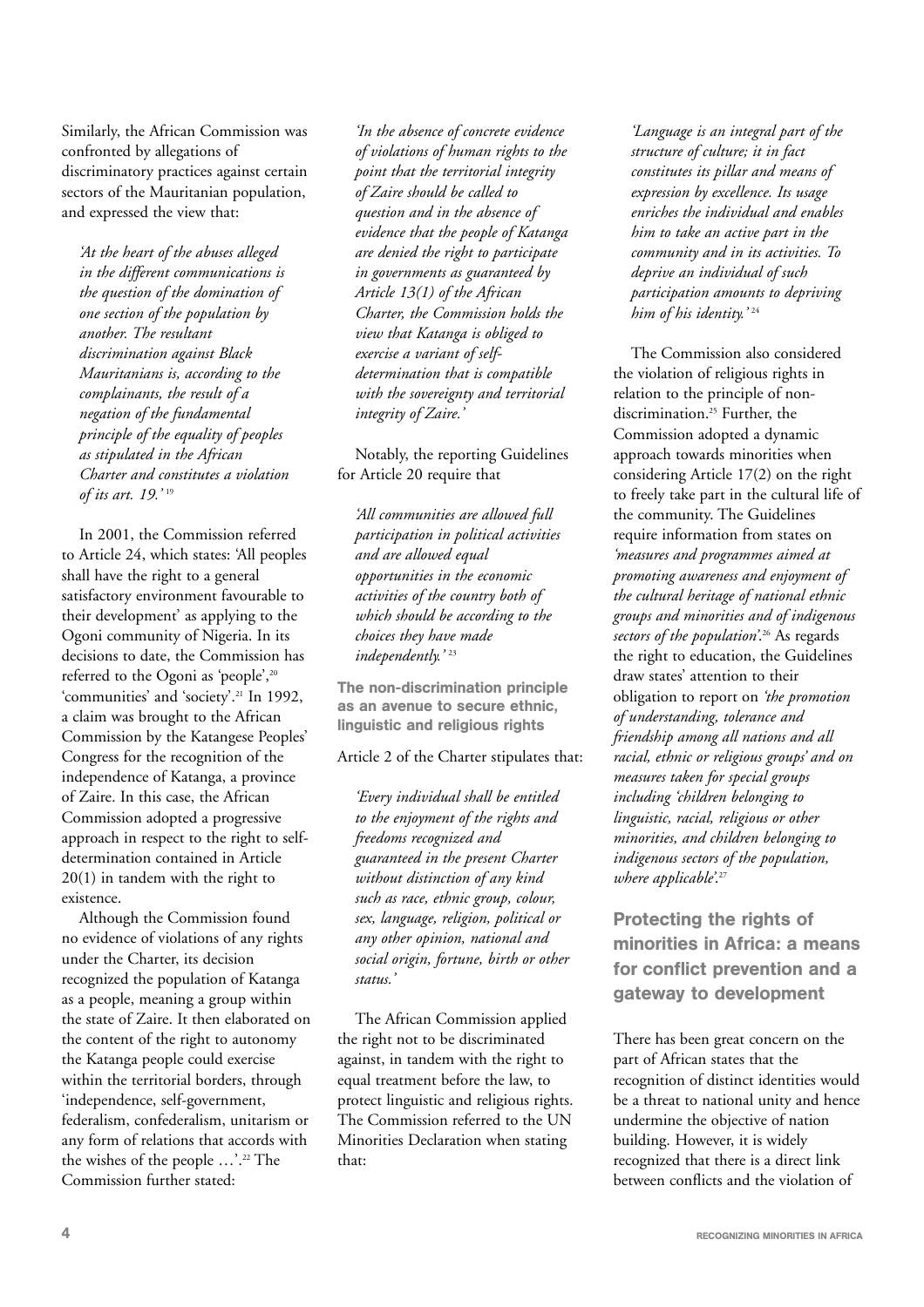Similarly, the African Commission was confronted by allegations of discriminatory practices against certain sectors of the Mauritanian population, and expressed the view that:

> *'At the heart of the abuses alleged in the different communications is the question of the domination of one section of the population by another. The resultant discrimination against Black Mauritanians is, according to the complainants, the result of a negation of the fundamental principle of the equality of peoples as stipulated in the African Charter and constitutes a violation of its art. 19.'* [19]

In 2001, the Commission referred to Article 24, which states: 'All peoples shall have the right to a general satisfactory environment favourable to their development' as applying to the Ogoni community of Nigeria. In its decisions to date, the Commission has referred to the Ogoni as 'people',[20] 'communities' and 'society'.[21] In 1992, a claim was brought to the African Commission by the Katangese Peoples' Congress for the recognition of the independence of Katanga, a province of Zaire. In this case, the African Commission adopted a progressive approach in respect to the right to self-determination contained in Article 20(1) in tandem with the right to existence.

Although the Commission found no evidence of violations of any rights under the Charter, its decision recognized the population of Katanga as a people, meaning a group within the state of Zaire. It then elaborated on the content of the right to autonomy the Katanga people could exercise within the territorial borders, through 'independence, self-government, federalism, confederalism, unitarism or any form of relations that accords with the wishes of the people …'.[22] The Commission further stated:

> *'In the absence of concrete evidence of violations of human rights to the point that the territorial integrity of Zaire should be called to question and in the absence of evidence that the people of Katanga are denied the right to participate in governments as guaranteed by Article 13(1) of the African Charter, the Commission holds the view that Katanga is obliged to exercise a variant of self-determination that is compatible with the sovereignty and territorial integrity of Zaire.'*

Notably, the reporting Guidelines for Article 20 require that

> *'All communities are allowed full participation in political activities and are allowed equal opportunities in the economic activities of the country both of which should be according to the choices they have made independently.'* [23]

### The non-discrimination principle as an avenue to secure ethnic, linguistic and religious rights

Article 2 of the Charter stipulates that:

> *'Every individual shall be entitled to the enjoyment of the rights and freedoms recognized and guaranteed in the present Charter without distinction of any kind such as race, ethnic group, colour, sex, language, religion, political or any other opinion, national and social origin, fortune, birth or other status.'*

The African Commission applied the right not to be discriminated against, in tandem with the right to equal treatment before the law, to protect linguistic and religious rights. The Commission referred to the UN Minorities Declaration when stating that:

> *'Language is an integral part of the structure of culture; it in fact constitutes its pillar and means of expression by excellence. Its usage enriches the individual and enables him to take an active part in the community and in its activities. To deprive an individual of such participation amounts to depriving him of his identity.'* [24]

The Commission also considered the violation of religious rights in relation to the principle of non-discrimination.[25] Further, the Commission adopted a dynamic approach towards minorities when considering Article 17(2) on the right to freely take part in the cultural life of the community. The Guidelines require information from states on *'measures and programmes aimed at promoting awareness and enjoyment of the cultural heritage of national ethnic groups and minorities and of indigenous sectors of the population'*.[26] As regards the right to education, the Guidelines draw states' attention to their obligation to report on *'the promotion of understanding, tolerance and friendship among all nations and all racial, ethnic or religious groups'* and on measures taken for special groups including *'children belonging to linguistic, racial, religious or other minorities, and children belonging to indigenous sectors of the population, where applicable'*.[27]

## Protecting the rights of minorities in Africa: a means for conflict prevention and a gateway to development

There has been great concern on the part of African states that the recognition of distinct identities would be a threat to national unity and hence undermine the objective of nation building. However, it is widely recognized that there is a direct link between conflicts and the violation of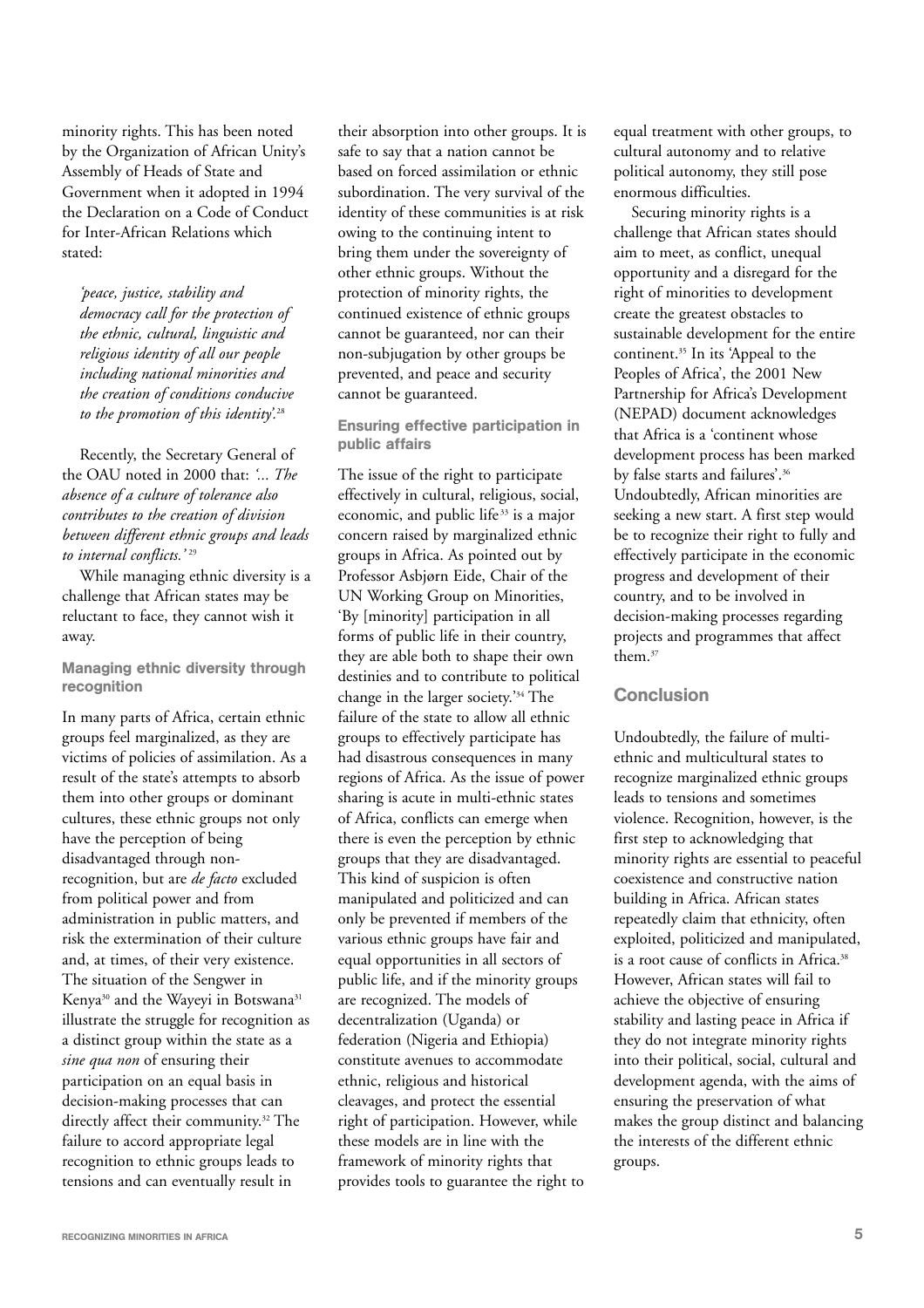minority rights. This has been noted by the Organization of African Unity's Assembly of Heads of State and Government when it adopted in 1994 the Declaration on a Code of Conduct for Inter-African Relations which stated:

> *'peace, justice, stability and democracy call for the protection of the ethnic, cultural, linguistic and religious identity of all our people including national minorities and the creation of conditions conducive to the promotion of this identity'.*[28]

Recently, the Secretary General of the OAU noted in 2000 that: *'... The absence of a culture of tolerance also contributes to the creation of division between different ethnic groups and leads to internal conflicts.'*[29]

While managing ethnic diversity is a challenge that African states may be reluctant to face, they cannot wish it away.

### Managing ethnic diversity through recognition

In many parts of Africa, certain ethnic groups feel marginalized, as they are victims of policies of assimilation. As a result of the state's attempts to absorb them into other groups or dominant cultures, these ethnic groups not only have the perception of being disadvantaged through non-recognition, but are *de facto* excluded from political power and from administration in public matters, and risk the extermination of their culture and, at times, of their very existence. The situation of the Sengwer in Kenya[30] and the Wayeyi in Botswana[31] illustrate the struggle for recognition as a distinct group within the state as a *sine qua non* of ensuring their participation on an equal basis in decision-making processes that can directly affect their community.[32] The failure to accord appropriate legal recognition to ethnic groups leads to tensions and can eventually result in their absorption into other groups. It is safe to say that a nation cannot be based on forced assimilation or ethnic subordination. The very survival of the identity of these communities is at risk owing to the continuing intent to bring them under the sovereignty of other ethnic groups. Without the protection of minority rights, the continued existence of ethnic groups cannot be guaranteed, nor can their non-subjugation by other groups be prevented, and peace and security cannot be guaranteed.

### Ensuring effective participation in public affairs

The issue of the right to participate effectively in cultural, religious, social, economic, and public life[33] is a major concern raised by marginalized ethnic groups in Africa. As pointed out by Professor Asbjørn Eide, Chair of the UN Working Group on Minorities, 'By [minority] participation in all forms of public life in their country, they are able both to shape their own destinies and to contribute to political change in the larger society.'[34] The failure of the state to allow all ethnic groups to effectively participate has had disastrous consequences in many regions of Africa. As the issue of power sharing is acute in multi-ethnic states of Africa, conflicts can emerge when there is even the perception by ethnic groups that they are disadvantaged. This kind of suspicion is often manipulated and politicized and can only be prevented if members of the various ethnic groups have fair and equal opportunities in all sectors of public life, and if the minority groups are recognized. The models of decentralization (Uganda) or federation (Nigeria and Ethiopia) constitute avenues to accommodate ethnic, religious and historical cleavages, and protect the essential right of participation. However, while these models are in line with the framework of minority rights that provides tools to guarantee the right to equal treatment with other groups, to cultural autonomy and to relative political autonomy, they still pose enormous difficulties.

Securing minority rights is a challenge that African states should aim to meet, as conflict, unequal opportunity and a disregard for the right of minorities to development create the greatest obstacles to sustainable development for the entire continent.[35] In its 'Appeal to the Peoples of Africa', the 2001 New Partnership for Africa's Development (NEPAD) document acknowledges that Africa is a 'continent whose development process has been marked by false starts and failures'.[36] Undoubtedly, African minorities are seeking a new start. A first step would be to recognize their right to fully and effectively participate in the economic progress and development of their country, and to be involved in decision-making processes regarding projects and programmes that affect them.[37]

## Conclusion

Undoubtedly, the failure of multi-ethnic and multicultural states to recognize marginalized ethnic groups leads to tensions and sometimes violence. Recognition, however, is the first step to acknowledging that minority rights are essential to peaceful coexistence and constructive nation building in Africa. African states repeatedly claim that ethnicity, often exploited, politicized and manipulated, is a root cause of conflicts in Africa.[38] However, African states will fail to achieve the objective of ensuring stability and lasting peace in Africa if they do not integrate minority rights into their political, social, cultural and development agenda, with the aims of ensuring the preservation of what makes the group distinct and balancing the interests of the different ethnic groups.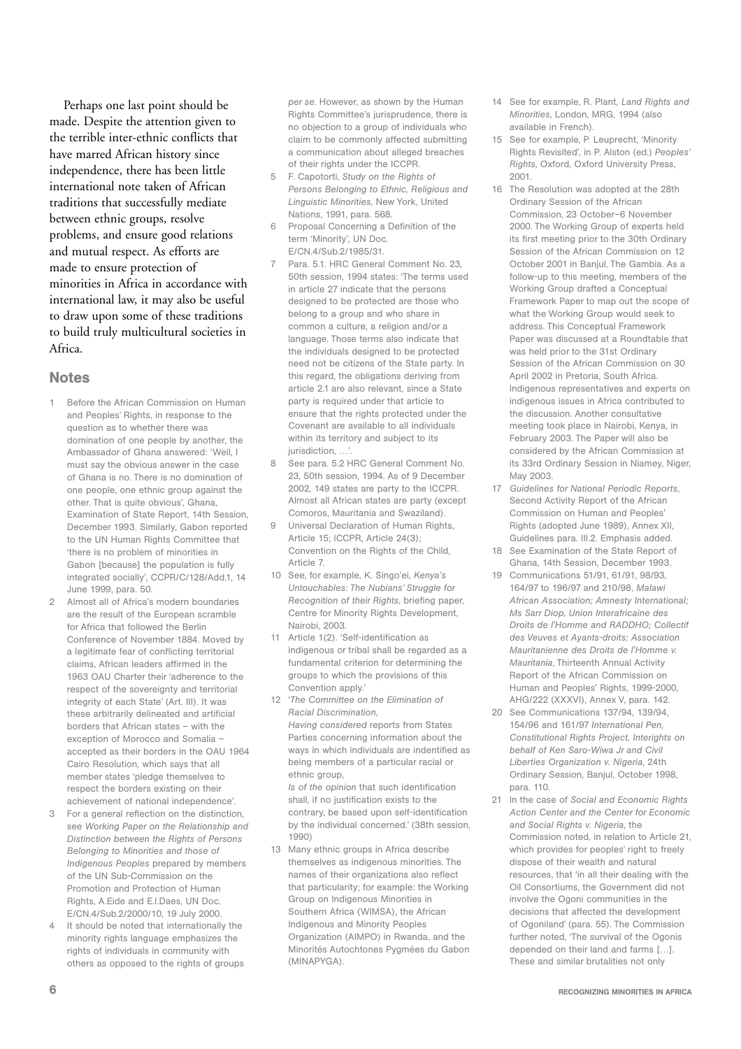Perhaps one last point should be made. Despite the attention given to the terrible inter-ethnic conflicts that have marred African history since independence, there has been little international note taken of African traditions that successfully mediate between ethnic groups, resolve problems, and ensure good relations and mutual respect. As efforts are made to ensure protection of minorities in Africa in accordance with international law, it may also be useful to draw upon some of these traditions to build truly multicultural societies in Africa.

## Notes

1. Before the African Commission on Human and Peoples' Rights, in response to the question as to whether there was domination of one people by another, the Ambassador of Ghana answered: 'Well, I must say the obvious answer in the case of Ghana is no. There is no domination of one people, one ethnic group against the other. That is quite obvious', Ghana, Examination of State Report, 14th Session, December 1993. Similarly, Gabon reported to the UN Human Rights Committee that 'there is no problem of minorities in Gabon [because] the population is fully integrated socially', CCPR/C/128/Add.1, 14 June 1999, para. 50.
2. Almost all of Africa's modern boundaries are the result of the European scramble for Africa that followed the Berlin Conference of November 1884. Moved by a legitimate fear of conflicting territorial claims, African leaders affirmed in the 1963 OAU Charter their 'adherence to the respect of the sovereignty and territorial integrity of each State' (Art. III). It was these arbitrarily delineated and artificial borders that African states – with the exception of Morocco and Somalia – accepted as their borders in the OAU 1964 Cairo Resolution, which says that all member states 'pledge themselves to respect the borders existing on their achievement of national independence'.
3. For a general reflection on the distinction, see *Working Paper on the Relationship and Distinction between the Rights of Persons Belonging to Minorities and those of Indigenous Peoples* prepared by members of the UN Sub-Commission on the Promotion and Protection of Human Rights, A.Eide and E.I.Daes, UN Doc. E/CN.4/Sub.2/2000/10, 19 July 2000.
4. It should be noted that internationally the minority rights language emphasizes the rights of individuals in community with others as opposed to the rights of groups *per se*. However, as shown by the Human Rights Committee's jurisprudence, there is no objection to a group of individuals who claim to be commonly affected submitting a communication about alleged breaches of their rights under the ICCPR.
5. F. Capotorti, *Study on the Rights of Persons Belonging to Ethnic, Religious and Linguistic Minorities,* New York, United Nations, 1991, para. 568.
6. Proposal Concerning a Definition of the term 'Minority', UN Doc. E/CN.4/Sub.2/1985/31.
7. Para. 5.1. HRC General Comment No. 23, 50th session, 1994 states: 'The terms used in article 27 indicate that the persons designed to be protected are those who belong to a group and who share in common a culture, a religion and/or a language. Those terms also indicate that the individuals designed to be protected need not be citizens of the State party. In this regard, the obligations deriving from article 2.1 are also relevant, since a State party is required under that article to ensure that the rights protected under the Covenant are available to all individuals within its territory and subject to its jurisdiction, …'.
8. See para. 5.2 HRC General Comment No. 23, 50th session, 1994. As of 9 December 2002, 149 states are party to the ICCPR. Almost all African states are party (except Comoros, Mauritania and Swaziland).
9. Universal Declaration of Human Rights, Article 15; ICCPR, Article 24(3); Convention on the Rights of the Child, Article 7.
10. See, for example, K. Singo'ei, *Kenya's Untouchables: The Nubians' Struggle for Recognition of their Rights*, briefing paper, Centre for Minority Rights Development, Nairobi, 2003.
11. Article 1(2). 'Self-identification as indigenous or tribal shall be regarded as a fundamental criterion for determining the groups to which the provisions of this Convention apply.'
12. '*The Committee on the Elimination of Racial Discrimination*,
    *Having considered* reports from States Parties concerning information about the ways in which individuals are indentified as being members of a particular racial or ethnic group,
    *Is of the opinion* that such identification shall, if no justification exists to the contrary, be based upon self-identification by the individual concerned.' (38th session, 1990)
13. Many ethnic groups in Africa describe themselves as indigenous minorities. The names of their organizations also reflect that particularity; for example: the Working Group on Indigenous Minorities in Southern Africa (WIMSA), the African Indigenous and Minority Peoples Organization (AIMPO) in Rwanda, and the Minorités Autochtones Pygmées du Gabon (MINAPYGA).
14. See for example, R. Plant, *Land Rights and Minorities*, London, MRG, 1994 (also available in French).
15. See for example, P. Leuprecht, 'Minority Rights Revisited', in P. Alston (ed.) *Peoples' Rights*, Oxford, Oxford University Press, 2001.
16. The Resolution was adopted at the 28th Ordinary Session of the African Commission, 23 October–6 November 2000. The Working Group of experts held its first meeting prior to the 30th Ordinary Session of the African Commission on 12 October 2001 in Banjul, The Gambia. As a follow-up to this meeting, members of the Working Group drafted a Conceptual Framework Paper to map out the scope of what the Working Group would seek to address. This Conceptual Framework Paper was discussed at a Roundtable that was held prior to the 31st Ordinary Session of the African Commission on 30 April 2002 in Pretoria, South Africa. Indigenous representatives and experts on indigenous issues in Africa contributed to the discussion. Another consultative meeting took place in Nairobi, Kenya, in February 2003. The Paper will also be considered by the African Commission at its 33rd Ordinary Session in Niamey, Niger, May 2003.
17. *Guidelines for National Periodic Reports*, Second Activity Report of the African Commission on Human and Peoples' Rights (adopted June 1989), Annex XII, Guidelines para. III.2. Emphasis added.
18. See Examination of the State Report of Ghana, 14th Session, December 1993.
19. Communications 51/91, 61/91, 98/93, 164/97 to 196/97 and 210/98, *Malawi African Association; Amnesty International; Ms Sarr Diop, Union Interafricaine des Droits de l'Homme and RADDHO; Collectif des Veuves et Ayants-droits; Association Mauritanienne des Droits de l'Homme v. Mauritania*, Thirteenth Annual Activity Report of the African Commission on Human and Peoples' Rights, 1999-2000, AHG/222 (XXXVI), Annex V, para. 142.
20. See Communications 137/94, 139/94, 154/96 and 161/97 *International Pen, Constitutional Rights Project, Interights on behalf of Ken Saro-Wiwa Jr and Civil Liberties Organization v. Nigeria*, 24th Ordinary Session, Banjul, October 1998, para. 110.
21. In the case of *Social and Economic Rights Action Center and the Center for Economic and Social Rights v. Nigeria*, the Commission noted, in relation to Article 21, which provides for peoples' right to freely dispose of their wealth and natural resources, that 'in all their dealing with the Oil Consortiums, the Government did not involve the Ogoni communities in the decisions that affected the development of Ogoniland' (para. 55). The Commission further noted, 'The survival of the Ogonis depended on their land and farms […]. These and similar brutalities not only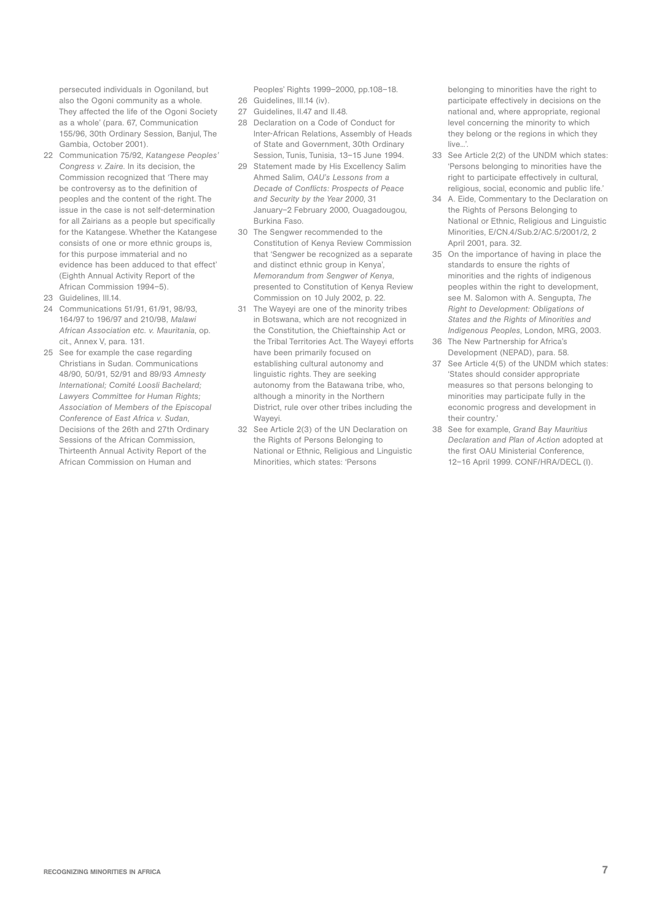persecuted individuals in Ogoniland, but also the Ogoni community as a whole. They affected the life of the Ogoni Society as a whole' (para. 67, Communication 155/96, 30th Ordinary Session, Banjul, The Gambia, October 2001).

22 Communication 75/92, *Katangese Peoples' Congress v. Zaire*. In its decision, the Commission recognized that 'There may be controversy as to the definition of peoples and the content of the right. The issue in the case is not self-determination for all Zairians as a people but specifically for the Katangese. Whether the Katangese consists of one or more ethnic groups is, for this purpose immaterial and no evidence has been adduced to that effect' (Eighth Annual Activity Report of the African Commission 1994–5).

23 Guidelines, III.14.

24 Communications 51/91, 61/91, 98/93, 164/97 to 196/97 and 210/98, *Malawi African Association etc. v. Mauritania*, op. cit., Annex V, para. 131.

25 See for example the case regarding Christians in Sudan. Communications 48/90, 50/91, 52/91 and 89/93 *Amnesty International; Comité Loosli Bachelard; Lawyers Committee for Human Rights; Association of Members of the Episcopal Conference of East Africa v. Sudan*, Decisions of the 26th and 27th Ordinary Sessions of the African Commission, Thirteenth Annual Activity Report of the African Commission on Human and Peoples' Rights 1999–2000, pp.108–18.

26 Guidelines, III.14 (iv).

27 Guidelines, II.47 and II.48.

28 Declaration on a Code of Conduct for Inter-African Relations, Assembly of Heads of State and Government, 30th Ordinary Session, Tunis, Tunisia, 13–15 June 1994.

29 Statement made by His Excellency Salim Ahmed Salim, *OAU's Lessons from a Decade of Conflicts: Prospects of Peace and Security by the Year 2000*, 31 January–2 February 2000, Ouagadougou, Burkina Faso.

30 The Sengwer recommended to the Constitution of Kenya Review Commission that 'Sengwer be recognized as a separate and distinct ethnic group in Kenya', *Memorandum from Sengwer of Kenya*, presented to Constitution of Kenya Review Commission on 10 July 2002, p. 22.

31 The Wayeyi are one of the minority tribes in Botswana, which are not recognized in the Constitution, the Chieftainship Act or the Tribal Territories Act. The Wayeyi efforts have been primarily focused on establishing cultural autonomy and linguistic rights. They are seeking autonomy from the Batawana tribe, who, although a minority in the Northern District, rule over other tribes including the Wayeyi.

32 See Article 2(3) of the UN Declaration on the Rights of Persons Belonging to National or Ethnic, Religious and Linguistic Minorities, which states: 'Persons belonging to minorities have the right to participate effectively in decisions on the national and, where appropriate, regional level concerning the minority to which they belong or the regions in which they live...'.

33 See Article 2(2) of the UNDM which states: 'Persons belonging to minorities have the right to participate effectively in cultural, religious, social, economic and public life.'

34 A. Eide, Commentary to the Declaration on the Rights of Persons Belonging to National or Ethnic, Religious and Linguistic Minorities, E/CN.4/Sub.2/AC.5/2001/2, 2 April 2001, para. 32.

35 On the importance of having in place the standards to ensure the rights of minorities and the rights of indigenous peoples within the right to development, see M. Salomon with A. Sengupta, *The Right to Development: Obligations of States and the Rights of Minorities and Indigenous Peoples*, London, MRG, 2003.

36 The New Partnership for Africa's Development (NEPAD), para. 58.

37 See Article 4(5) of the UNDM which states: 'States should consider appropriate measures so that persons belonging to minorities may participate fully in the economic progress and development in their country.'

38 See for example, *Grand Bay Mauritius Declaration and Plan of Action* adopted at the first OAU Ministerial Conference, 12–16 April 1999. CONF/HRA/DECL (I).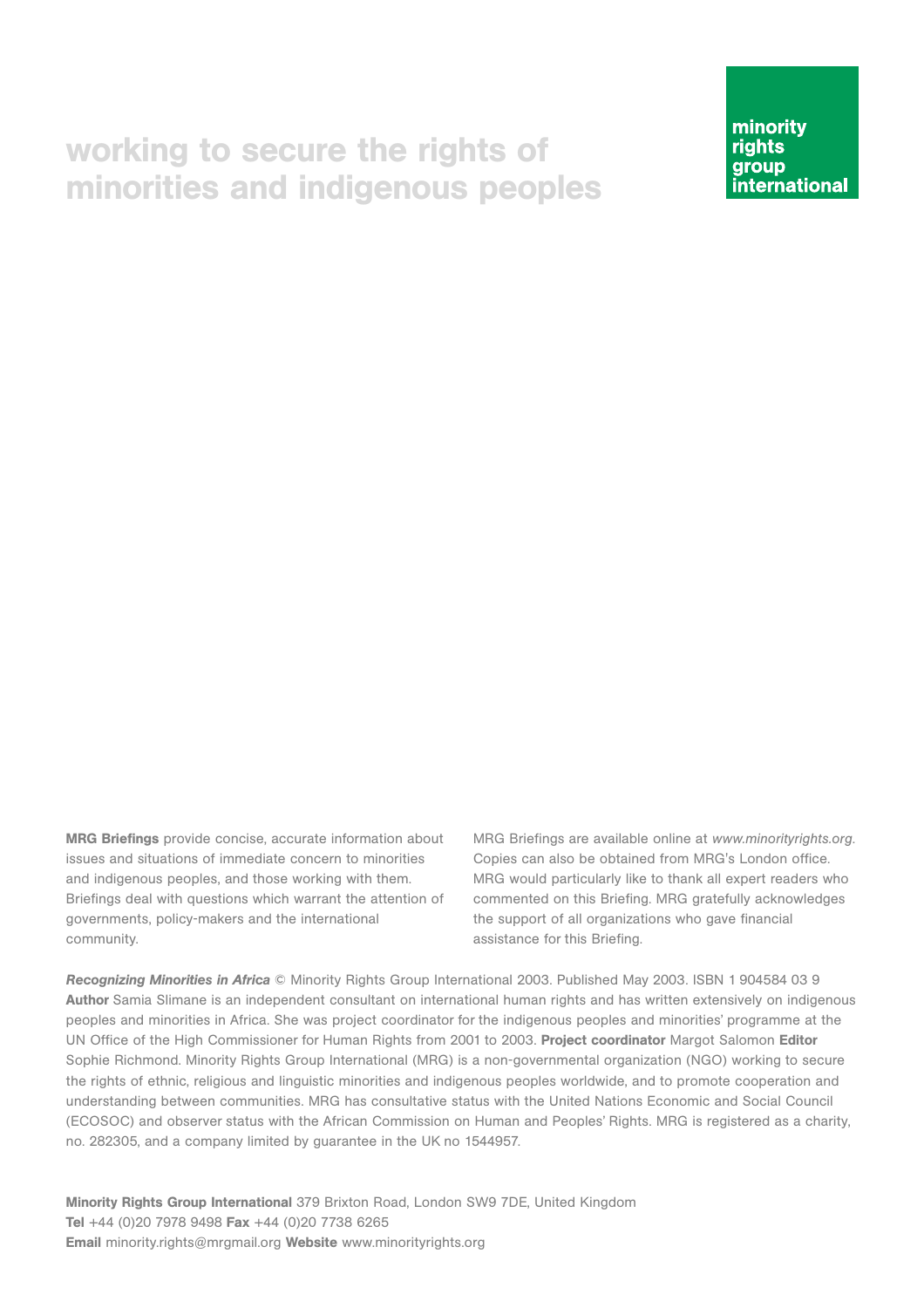# working to secure the rights of minorities and indigenous peoples

minority rights group international

**MRG Briefings** provide concise, accurate information about issues and situations of immediate concern to minorities and indigenous peoples, and those working with them. Briefings deal with questions which warrant the attention of governments, policy-makers and the international community.

MRG Briefings are available online at *www.minorityrights.org*. Copies can also be obtained from MRG's London office. MRG would particularly like to thank all expert readers who commented on this Briefing. MRG gratefully acknowledges the support of all organizations who gave financial assistance for this Briefing.

***Recognizing Minorities in Africa*** © Minority Rights Group International 2003. Published May 2003. ISBN 1 904584 03 9 **Author** Samia Slimane is an independent consultant on international human rights and has written extensively on indigenous peoples and minorities in Africa. She was project coordinator for the indigenous peoples and minorities' programme at the UN Office of the High Commissioner for Human Rights from 2001 to 2003. **Project coordinator** Margot Salomon **Editor** Sophie Richmond. Minority Rights Group International (MRG) is a non-governmental organization (NGO) working to secure the rights of ethnic, religious and linguistic minorities and indigenous peoples worldwide, and to promote cooperation and understanding between communities. MRG has consultative status with the United Nations Economic and Social Council (ECOSOC) and observer status with the African Commission on Human and Peoples' Rights. MRG is registered as a charity, no. 282305, and a company limited by guarantee in the UK no 1544957.

**Minority Rights Group International** 379 Brixton Road, London SW9 7DE, United Kingdom
**Tel** +44 (0)20 7978 9498 **Fax** +44 (0)20 7738 6265
**Email** minority.rights@mrgmail.org **Website** www.minorityrights.org